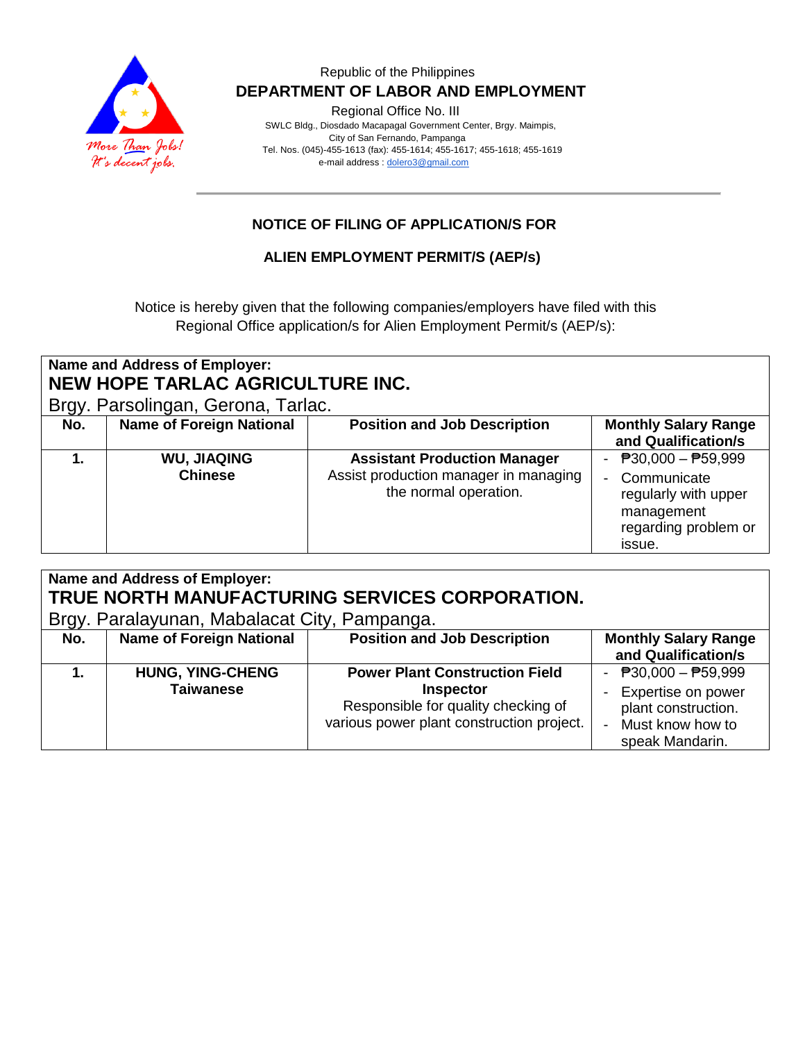Republic of the Philippines

**DEPARTMENT OF LABOR AND EMPLOYMENT**

Regional Office No. III

SWLC Bldg., Diosdado Macapagal Government Center, Brgy. Maimpis,
City of San Fernando, Pampanga
Tel. Nos. (045)-455-1613 (fax): 455-1614; 455-1617; 455-1618; 455-1619
e-mail address : dolero3@gmail.com

More Than Jobs! It's decent jobs.

## NOTICE OF FILING OF APPLICATION/S FOR

## ALIEN EMPLOYMENT PERMIT/S (AEP/s)

Notice is hereby given that the following companies/employers have filed with this Regional Office application/s for Alien Employment Permit/s (AEP/s):

**Name and Address of Employer:**
**NEW HOPE TARLAC AGRICULTURE INC.**
Brgy. Parsolingan, Gerona, Tarlac.

| No. | Name of Foreign National | Position and Job Description | Monthly Salary Range and Qualification/s |
|---|---|---|---|
| **1.** | **WU, JIAQING**<br>**Chinese** | **Assistant Production Manager**<br>Assist production manager in managing the normal operation. | - ₱30,000 – ₱59,999<br>- Communicate regularly with upper management regarding problem or issue. |

**Name and Address of Employer:**
**TRUE NORTH MANUFACTURING SERVICES CORPORATION.**
Brgy. Paralayunan, Mabalacat City, Pampanga.

| No. | Name of Foreign National | Position and Job Description | Monthly Salary Range and Qualification/s |
|---|---|---|---|
| **1.** | **HUNG, YING-CHENG**<br>**Taiwanese** | **Power Plant Construction Field Inspector**<br>Responsible for quality checking of various power plant construction project. | - ₱30,000 – ₱59,999<br>- Expertise on power plant construction.<br>- Must know how to speak Mandarin. |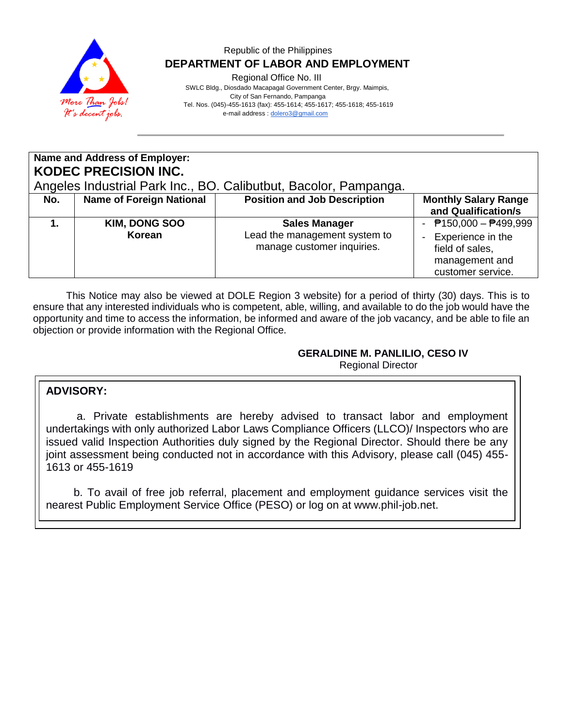Republic of the Philippines

**DEPARTMENT OF LABOR AND EMPLOYMENT**

Regional Office No. III

SWLC Bldg., Diosdado Macapagal Government Center, Brgy. Maimpis,
City of San Fernando, Pampanga
Tel. Nos. (045)-455-1613 (fax): 455-1614; 455-1617; 455-1618; 455-1619
e-mail address : dolero3@gmail.com

More Than Jobs! It's decent jobs.

**Name and Address of Employer:**

**KODEC PRECISION INC.**

Angeles Industrial Park Inc., BO. Calibutbut, Bacolor, Pampanga.

| No. | Name of Foreign National | Position and Job Description | Monthly Salary Range and Qualification/s |
|---|---|---|---|
| **1.** | **KIM, DONG SOO**<br>**Korean** | **Sales Manager**<br>Lead the management system to manage customer inquiries. | - ₱150,000 – ₱499,999<br>- Experience in the field of sales, management and customer service. |

This Notice may also be viewed at DOLE Region 3 website) for a period of thirty (30) days. This is to ensure that any interested individuals who is competent, able, willing, and available to do the job would have the opportunity and time to access the information, be informed and aware of the job vacancy, and be able to file an objection or provide information with the Regional Office.

**GERALDINE M. PANLILIO, CESO IV**
Regional Director

**ADVISORY:**

a. Private establishments are hereby advised to transact labor and employment undertakings with only authorized Labor Laws Compliance Officers (LLCO)/ Inspectors who are issued valid Inspection Authorities duly signed by the Regional Director. Should there be any joint assessment being conducted not in accordance with this Advisory, please call (045) 455-1613 or 455-1619

b. To avail of free job referral, placement and employment guidance services visit the nearest Public Employment Service Office (PESO) or log on at www.phil-job.net.